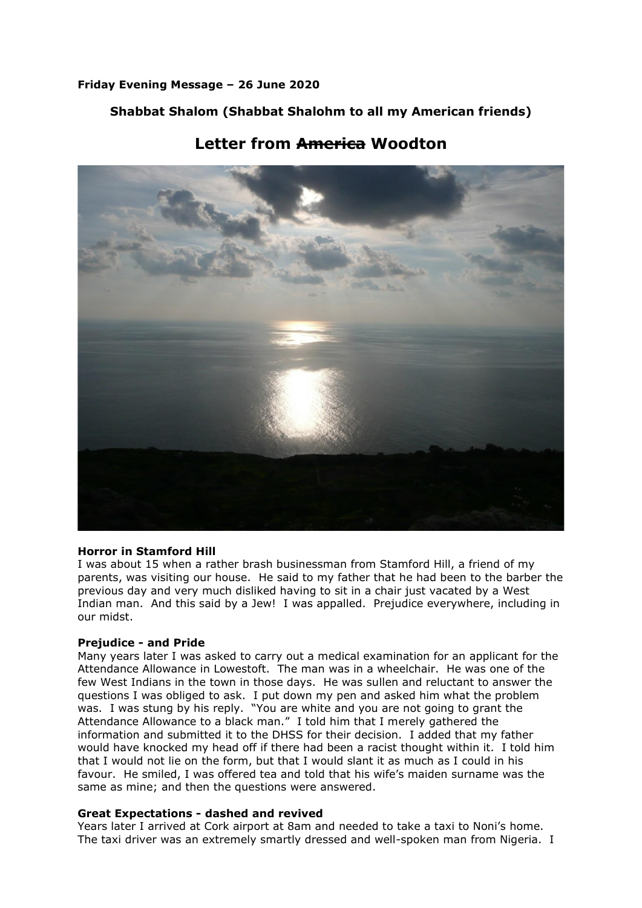**Friday Evening Message – 26 June 2020**

**Shabbat Shalom (Shabbat Shalohm to all my American friends)**

# Letter from ~~America~~ Woodton

**Horror in Stamford Hill**

I was about 15 when a rather brash businessman from Stamford Hill, a friend of my parents, was visiting our house. He said to my father that he had been to the barber the previous day and very much disliked having to sit in a chair just vacated by a West Indian man. And this said by a Jew! I was appalled. Prejudice everywhere, including in our midst.

**Prejudice - and Pride**

Many years later I was asked to carry out a medical examination for an applicant for the Attendance Allowance in Lowestoft. The man was in a wheelchair. He was one of the few West Indians in the town in those days. He was sullen and reluctant to answer the questions I was obliged to ask. I put down my pen and asked him what the problem was. I was stung by his reply. "You are white and you are not going to grant the Attendance Allowance to a black man." I told him that I merely gathered the information and submitted it to the DHSS for their decision. I added that my father would have knocked my head off if there had been a racist thought within it. I told him that I would not lie on the form, but that I would slant it as much as I could in his favour. He smiled, I was offered tea and told that his wife's maiden surname was the same as mine; and then the questions were answered.

**Great Expectations - dashed and revived**

Years later I arrived at Cork airport at 8am and needed to take a taxi to Noni's home. The taxi driver was an extremely smartly dressed and well-spoken man from Nigeria. I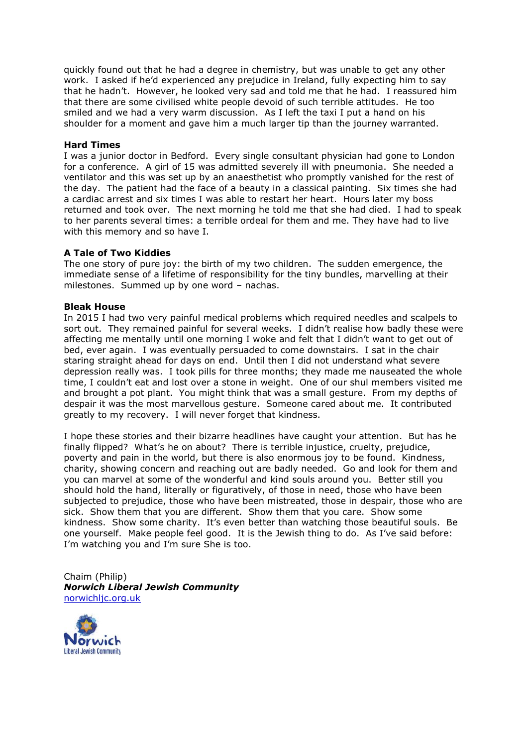quickly found out that he had a degree in chemistry, but was unable to get any other work. I asked if he'd experienced any prejudice in Ireland, fully expecting him to say that he hadn't. However, he looked very sad and told me that he had. I reassured him that there are some civilised white people devoid of such terrible attitudes. He too smiled and we had a very warm discussion. As I left the taxi I put a hand on his shoulder for a moment and gave him a much larger tip than the journey warranted.

**Hard Times**
I was a junior doctor in Bedford. Every single consultant physician had gone to London for a conference. A girl of 15 was admitted severely ill with pneumonia. She needed a ventilator and this was set up by an anaesthetist who promptly vanished for the rest of the day. The patient had the face of a beauty in a classical painting. Six times she had a cardiac arrest and six times I was able to restart her heart. Hours later my boss returned and took over. The next morning he told me that she had died. I had to speak to her parents several times: a terrible ordeal for them and me. They have had to live with this memory and so have I.

**A Tale of Two Kiddies**
The one story of pure joy: the birth of my two children. The sudden emergence, the immediate sense of a lifetime of responsibility for the tiny bundles, marvelling at their milestones. Summed up by one word – nachas.

**Bleak House**
In 2015 I had two very painful medical problems which required needles and scalpels to sort out. They remained painful for several weeks. I didn't realise how badly these were affecting me mentally until one morning I woke and felt that I didn't want to get out of bed, ever again. I was eventually persuaded to come downstairs. I sat in the chair staring straight ahead for days on end. Until then I did not understand what severe depression really was. I took pills for three months; they made me nauseated the whole time, I couldn't eat and lost over a stone in weight. One of our shul members visited me and brought a pot plant. You might think that was a small gesture. From my depths of despair it was the most marvellous gesture. Someone cared about me. It contributed greatly to my recovery. I will never forget that kindness.

I hope these stories and their bizarre headlines have caught your attention. But has he finally flipped? What's he on about? There is terrible injustice, cruelty, prejudice, poverty and pain in the world, but there is also enormous joy to be found. Kindness, charity, showing concern and reaching out are badly needed. Go and look for them and you can marvel at some of the wonderful and kind souls around you. Better still you should hold the hand, literally or figuratively, of those in need, those who have been subjected to prejudice, those who have been mistreated, those in despair, those who are sick. Show them that you are different. Show them that you care. Show some kindness. Show some charity. It's even better than watching those beautiful souls. Be one yourself. Make people feel good. It is the Jewish thing to do. As I've said before: I'm watching you and I'm sure She is too.

Chaim (Philip)
***Norwich Liberal Jewish Community***
norwichljc.org.uk

Norwich
Liberal Jewish Community